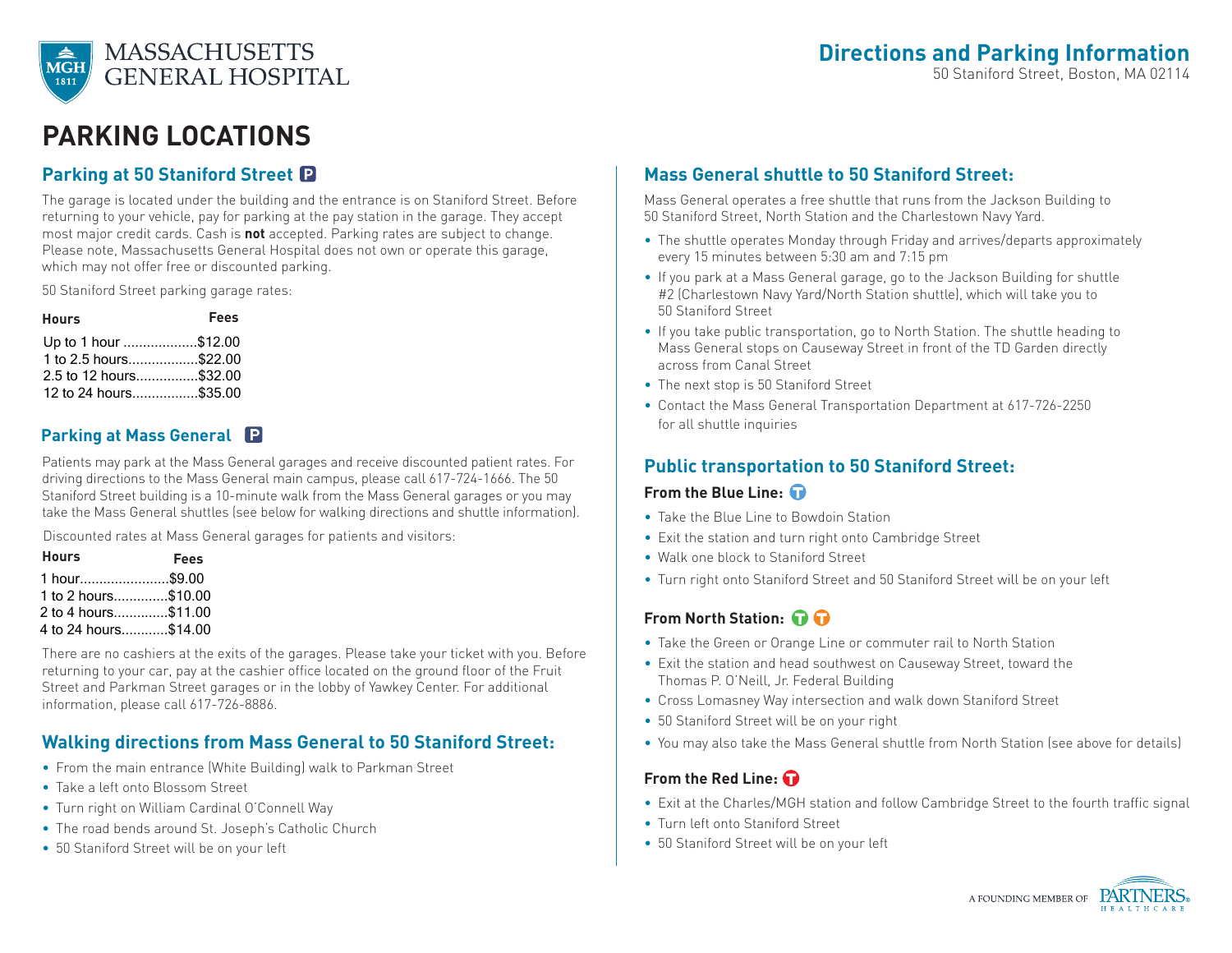# Directions and Parking Information

50 Staniford Street, Boston, MA 02114

# PARKING LOCATIONS

## Parking at 50 Staniford Street

The garage is located under the building and the entrance is on Staniford Street. Before returning to your vehicle, pay for parking at the pay station in the garage. They accept most major credit cards. Cash is **not** accepted. Parking rates are subject to change. Please note, Massachusetts General Hospital does not own or operate this garage, which may not offer free or discounted parking.

50 Staniford Street parking garage rates:

| Hours | Fees |
|---|---|
| Up to 1 hour | $12.00 |
| 1 to 2.5 hours | $22.00 |
| 2.5 to 12 hours | $32.00 |
| 12 to 24 hours | $35.00 |

## Parking at Mass General

Patients may park at the Mass General garages and receive discounted patient rates. For driving directions to the Mass General main campus, please call 617-724-1666. The 50 Staniford Street building is a 10-minute walk from the Mass General garages or you may take the Mass General shuttles (see below for walking directions and shuttle information).

Discounted rates at Mass General garages for patients and visitors:

| Hours | Fees |
|---|---|
| 1 hour | $9.00 |
| 1 to 2 hours | $10.00 |
| 2 to 4 hours | $11.00 |
| 4 to 24 hours | $14.00 |

There are no cashiers at the exits of the garages. Please take your ticket with you. Before returning to your car, pay at the cashier office located on the ground floor of the Fruit Street and Parkman Street garages or in the lobby of Yawkey Center. For additional information, please call 617-726-8886.

## Walking directions from Mass General to 50 Staniford Street:

- From the main entrance (White Building) walk to Parkman Street
- Take a left onto Blossom Street
- Turn right on William Cardinal O'Connell Way
- The road bends around St. Joseph's Catholic Church
- 50 Staniford Street will be on your left

## Mass General shuttle to 50 Staniford Street:

Mass General operates a free shuttle that runs from the Jackson Building to 50 Staniford Street, North Station and the Charlestown Navy Yard.

- The shuttle operates Monday through Friday and arrives/departs approximately every 15 minutes between 5:30 am and 7:15 pm
- If you park at a Mass General garage, go to the Jackson Building for shuttle #2 (Charlestown Navy Yard/North Station shuttle), which will take you to 50 Staniford Street
- If you take public transportation, go to North Station. The shuttle heading to Mass General stops on Causeway Street in front of the TD Garden directly across from Canal Street
- The next stop is 50 Staniford Street
- Contact the Mass General Transportation Department at 617-726-2250 for all shuttle inquiries

## Public transportation to 50 Staniford Street:

### From the Blue Line:

- Take the Blue Line to Bowdoin Station
- Exit the station and turn right onto Cambridge Street
- Walk one block to Staniford Street
- Turn right onto Staniford Street and 50 Staniford Street will be on your left

### From North Station:

- Take the Green or Orange Line or commuter rail to North Station
- Exit the station and head southwest on Causeway Street, toward the Thomas P. O'Neill, Jr. Federal Building
- Cross Lomasney Way intersection and walk down Staniford Street
- 50 Staniford Street will be on your right
- You may also take the Mass General shuttle from North Station (see above for details)

### From the Red Line:

- Exit at the Charles/MGH station and follow Cambridge Street to the fourth traffic signal
- Turn left onto Staniford Street
- 50 Staniford Street will be on your left

A FOUNDING MEMBER OF PARTNERS HEALTHCARE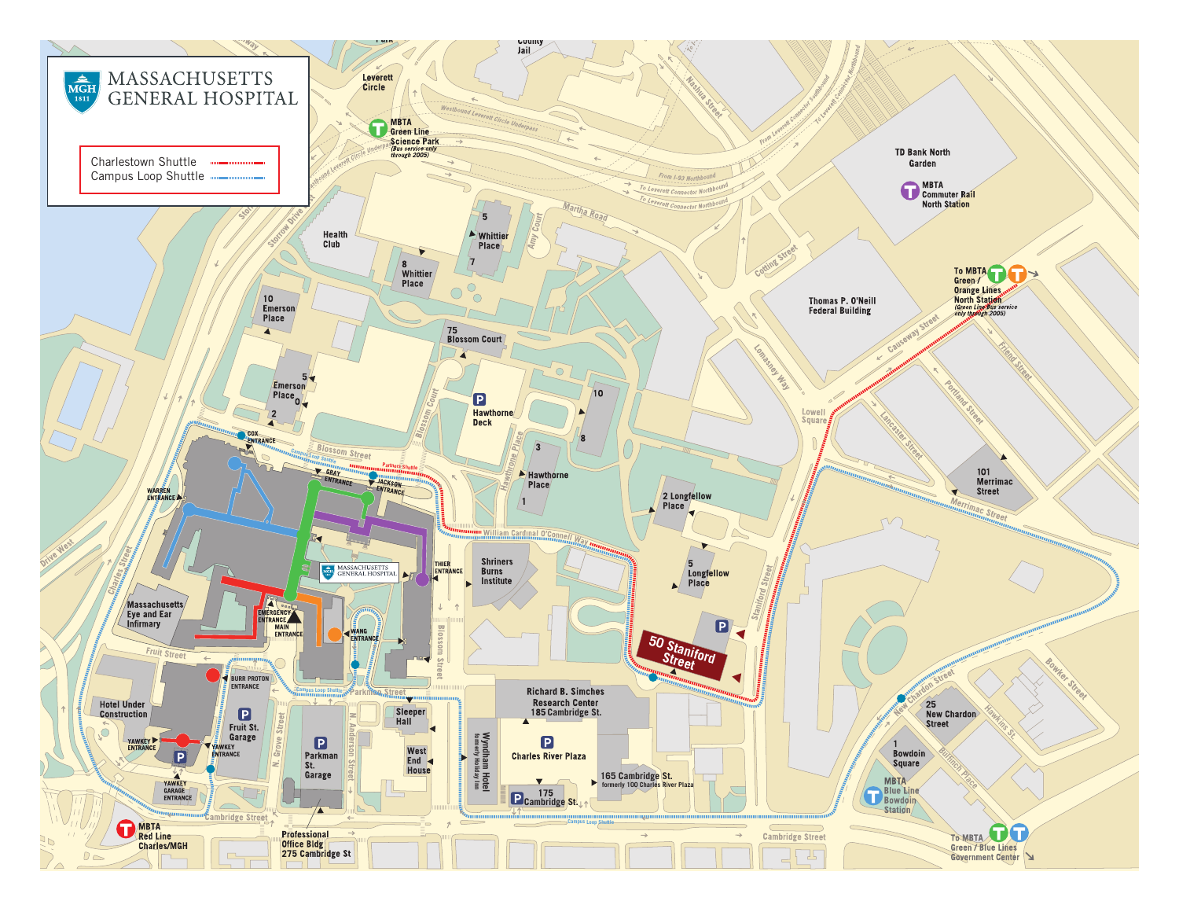# MASSACHUSETTS GENERAL HOSPITAL

Charlestown Shuttle

Campus Loop Shuttle

Leverett Circle

MBTA Green Line Science Park (Bus service only through 2005)

County Jail

Nashua Street

TD Bank North Garden

MBTA Commuter Rail North Station

Martha Road

Health Club

5 Whittier Place

7

8 Whittier Place

10 Emerson Place

75 Blossom Court

Cotting Street

Thomas P. O'Neill Federal Building

To MBTA Green / Orange Lines North Station (Green Line Bus service only through 2005)

5 Emerson Place

0

2

Hawthorne Deck

10

8

3 Hawthorne Place

1

2 Longfellow Place

5 Longfellow Place

Lowell Square

101 Merrimac Street

COX ENTRANCE

WARREN ENTRANCE

GRAY ENTRANCE

JACKSON ENTRANCE

THIER ENTRANCE

Shriners Burns Institute

William Cardinal O'Connell Way

50 Staniford Street

Massachusetts Eye and Ear Infirmary

EMERGENCY ENTRANCE

MAIN ENTRANCE

WANG ENTRANCE

Fruit Street

BURR PROTON ENTRANCE

Hotel Under Construction

Fruit St. Garage

YAWKEY ENTRANCE

YAWKEY GARAGE ENTRANCE

Parkman St. Garage

Sleeper Hall

West End House

Wyndham Hotel formerly Holiday Inn

Richard B. Simches Research Center 185 Cambridge St.

Charles River Plaza

165 Cambridge St. formerly 100 Charles River Plaza

175 Cambridge St.

25 New Chardon Street

1 Bowdoin Square

MBTA Blue Line Bowdoin Station

To MBTA Green / Blue Lines Government Center

MBTA Red Line Charles/MGH

Professional Office Bldg 275 Cambridge St

Cambridge Street

Blossom Street

Parkman Street

Staniford Street

Merrimac Street

New Chardon Street

Causeway Street

Lomasney Way

Charles Street

Storrow Drive